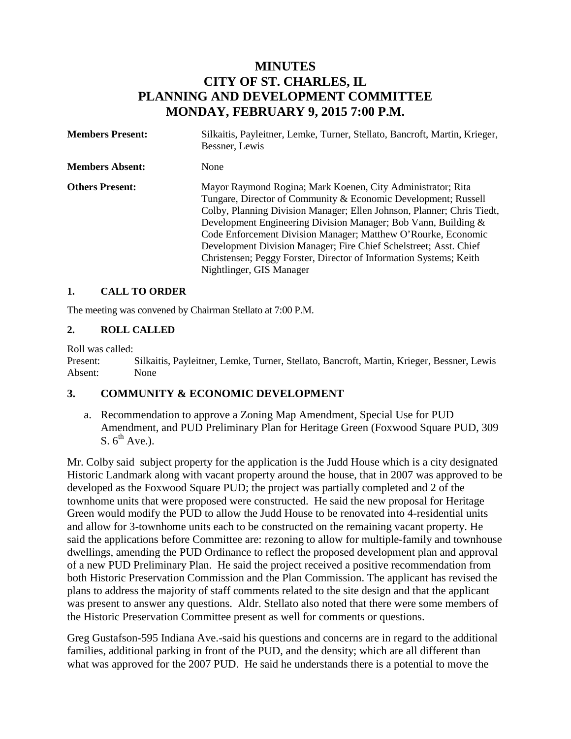# MINUTES
# CITY OF ST. CHARLES, IL
# PLANNING AND DEVELOPMENT COMMITTEE
# MONDAY, FEBRUARY 9, 2015 7:00 P.M.

**Members Present:** Silkaitis, Payleitner, Lemke, Turner, Stellato, Bancroft, Martin, Krieger, Bessner, Lewis

**Members Absent:** None

**Others Present:** Mayor Raymond Rogina; Mark Koenen, City Administrator; Rita Tungare, Director of Community & Economic Development; Russell Colby, Planning Division Manager; Ellen Johnson, Planner; Chris Tiedt, Development Engineering Division Manager; Bob Vann, Building & Code Enforcement Division Manager; Matthew O'Rourke, Economic Development Division Manager; Fire Chief Schelstreet; Asst. Chief Christensen; Peggy Forster, Director of Information Systems; Keith Nightlinger, GIS Manager

### 1. CALL TO ORDER

The meeting was convened by Chairman Stellato at 7:00 P.M.

### 2. ROLL CALLED

Roll was called:
Present: Silkaitis, Payleitner, Lemke, Turner, Stellato, Bancroft, Martin, Krieger, Bessner, Lewis
Absent: None

### 3. COMMUNITY & ECONOMIC DEVELOPMENT

a. Recommendation to approve a Zoning Map Amendment, Special Use for PUD Amendment, and PUD Preliminary Plan for Heritage Green (Foxwood Square PUD, 309 S. 6th Ave.).

Mr. Colby said subject property for the application is the Judd House which is a city designated Historic Landmark along with vacant property around the house, that in 2007 was approved to be developed as the Foxwood Square PUD; the project was partially completed and 2 of the townhome units that were proposed were constructed. He said the new proposal for Heritage Green would modify the PUD to allow the Judd House to be renovated into 4-residential units and allow for 3-townhome units each to be constructed on the remaining vacant property. He said the applications before Committee are: rezoning to allow for multiple-family and townhouse dwellings, amending the PUD Ordinance to reflect the proposed development plan and approval of a new PUD Preliminary Plan. He said the project received a positive recommendation from both Historic Preservation Commission and the Plan Commission. The applicant has revised the plans to address the majority of staff comments related to the site design and that the applicant was present to answer any questions. Aldr. Stellato also noted that there were some members of the Historic Preservation Committee present as well for comments or questions.

Greg Gustafson-595 Indiana Ave.-said his questions and concerns are in regard to the additional families, additional parking in front of the PUD, and the density; which are all different than what was approved for the 2007 PUD. He said he understands there is a potential to move the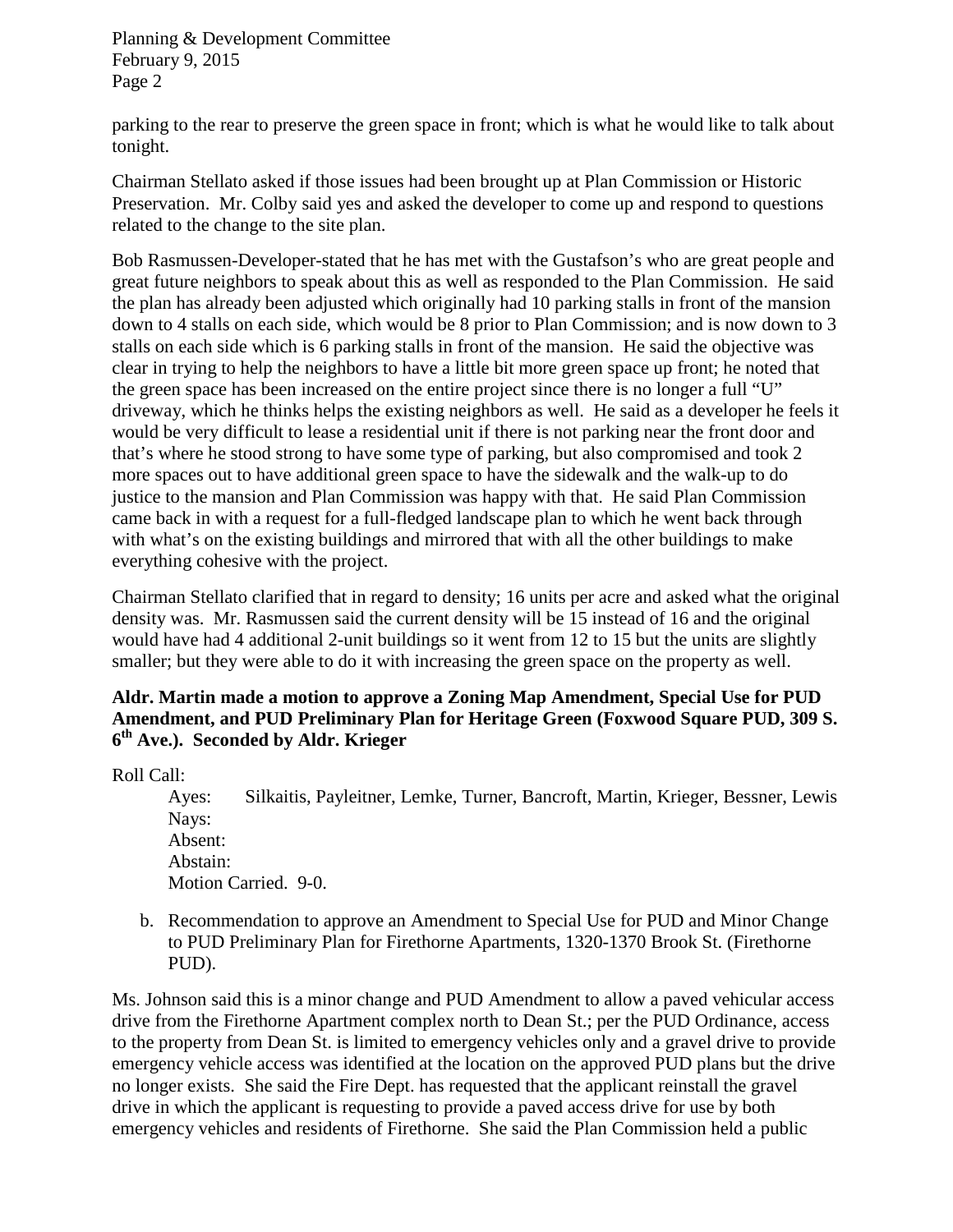parking to the rear to preserve the green space in front; which is what he would like to talk about tonight.

Chairman Stellato asked if those issues had been brought up at Plan Commission or Historic Preservation. Mr. Colby said yes and asked the developer to come up and respond to questions related to the change to the site plan.

Bob Rasmussen-Developer-stated that he has met with the Gustafson's who are great people and great future neighbors to speak about this as well as responded to the Plan Commission. He said the plan has already been adjusted which originally had 10 parking stalls in front of the mansion down to 4 stalls on each side, which would be 8 prior to Plan Commission; and is now down to 3 stalls on each side which is 6 parking stalls in front of the mansion. He said the objective was clear in trying to help the neighbors to have a little bit more green space up front; he noted that the green space has been increased on the entire project since there is no longer a full "U" driveway, which he thinks helps the existing neighbors as well. He said as a developer he feels it would be very difficult to lease a residential unit if there is not parking near the front door and that's where he stood strong to have some type of parking, but also compromised and took 2 more spaces out to have additional green space to have the sidewalk and the walk-up to do justice to the mansion and Plan Commission was happy with that. He said Plan Commission came back in with a request for a full-fledged landscape plan to which he went back through with what's on the existing buildings and mirrored that with all the other buildings to make everything cohesive with the project.

Chairman Stellato clarified that in regard to density; 16 units per acre and asked what the original density was. Mr. Rasmussen said the current density will be 15 instead of 16 and the original would have had 4 additional 2-unit buildings so it went from 12 to 15 but the units are slightly smaller; but they were able to do it with increasing the green space on the property as well.

**Aldr. Martin made a motion to approve a Zoning Map Amendment, Special Use for PUD Amendment, and PUD Preliminary Plan for Heritage Green (Foxwood Square PUD, 309 S. 6th Ave.). Seconded by Aldr. Krieger**

Roll Call:

Ayes: Silkaitis, Payleitner, Lemke, Turner, Bancroft, Martin, Krieger, Bessner, Lewis
Nays:
Absent:
Abstain:
Motion Carried. 9-0.

b. Recommendation to approve an Amendment to Special Use for PUD and Minor Change to PUD Preliminary Plan for Firethorne Apartments, 1320-1370 Brook St. (Firethorne PUD).

Ms. Johnson said this is a minor change and PUD Amendment to allow a paved vehicular access drive from the Firethorne Apartment complex north to Dean St.; per the PUD Ordinance, access to the property from Dean St. is limited to emergency vehicles only and a gravel drive to provide emergency vehicle access was identified at the location on the approved PUD plans but the drive no longer exists. She said the Fire Dept. has requested that the applicant reinstall the gravel drive in which the applicant is requesting to provide a paved access drive for use by both emergency vehicles and residents of Firethorne. She said the Plan Commission held a public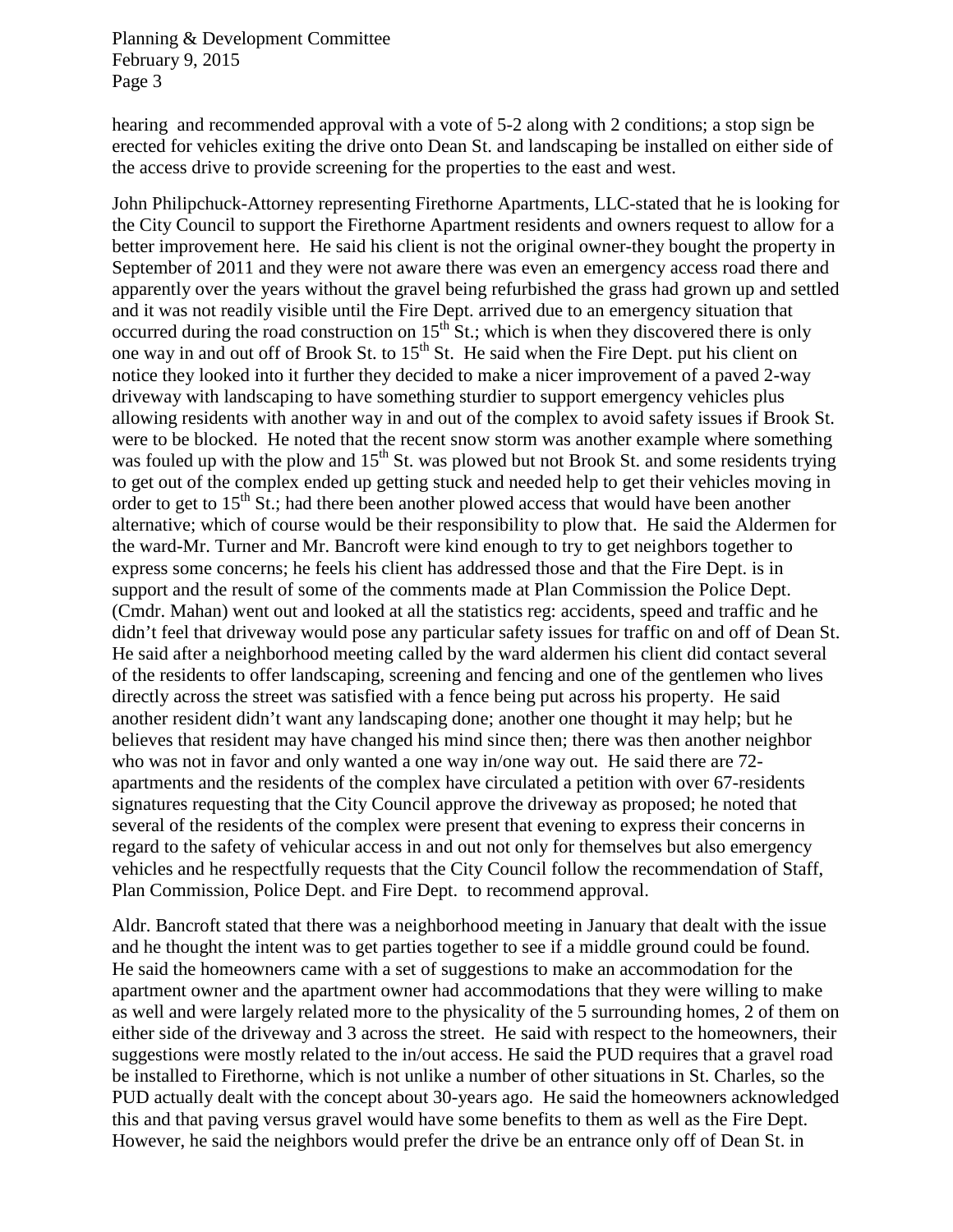hearing and recommended approval with a vote of 5-2 along with 2 conditions; a stop sign be erected for vehicles exiting the drive onto Dean St. and landscaping be installed on either side of the access drive to provide screening for the properties to the east and west.

John Philipchuck-Attorney representing Firethorne Apartments, LLC-stated that he is looking for the City Council to support the Firethorne Apartment residents and owners request to allow for a better improvement here. He said his client is not the original owner-they bought the property in September of 2011 and they were not aware there was even an emergency access road there and apparently over the years without the gravel being refurbished the grass had grown up and settled and it was not readily visible until the Fire Dept. arrived due to an emergency situation that occurred during the road construction on 15th St.; which is when they discovered there is only one way in and out off of Brook St. to 15th St. He said when the Fire Dept. put his client on notice they looked into it further they decided to make a nicer improvement of a paved 2-way driveway with landscaping to have something sturdier to support emergency vehicles plus allowing residents with another way in and out of the complex to avoid safety issues if Brook St. were to be blocked. He noted that the recent snow storm was another example where something was fouled up with the plow and 15th St. was plowed but not Brook St. and some residents trying to get out of the complex ended up getting stuck and needed help to get their vehicles moving in order to get to 15th St.; had there been another plowed access that would have been another alternative; which of course would be their responsibility to plow that. He said the Aldermen for the ward-Mr. Turner and Mr. Bancroft were kind enough to try to get neighbors together to express some concerns; he feels his client has addressed those and that the Fire Dept. is in support and the result of some of the comments made at Plan Commission the Police Dept. (Cmdr. Mahan) went out and looked at all the statistics reg: accidents, speed and traffic and he didn't feel that driveway would pose any particular safety issues for traffic on and off of Dean St. He said after a neighborhood meeting called by the ward aldermen his client did contact several of the residents to offer landscaping, screening and fencing and one of the gentlemen who lives directly across the street was satisfied with a fence being put across his property. He said another resident didn't want any landscaping done; another one thought it may help; but he believes that resident may have changed his mind since then; there was then another neighbor who was not in favor and only wanted a one way in/one way out. He said there are 72-apartments and the residents of the complex have circulated a petition with over 67-residents signatures requesting that the City Council approve the driveway as proposed; he noted that several of the residents of the complex were present that evening to express their concerns in regard to the safety of vehicular access in and out not only for themselves but also emergency vehicles and he respectfully requests that the City Council follow the recommendation of Staff, Plan Commission, Police Dept. and Fire Dept. to recommend approval.

Aldr. Bancroft stated that there was a neighborhood meeting in January that dealt with the issue and he thought the intent was to get parties together to see if a middle ground could be found. He said the homeowners came with a set of suggestions to make an accommodation for the apartment owner and the apartment owner had accommodations that they were willing to make as well and were largely related more to the physicality of the 5 surrounding homes, 2 of them on either side of the driveway and 3 across the street. He said with respect to the homeowners, their suggestions were mostly related to the in/out access. He said the PUD requires that a gravel road be installed to Firethorne, which is not unlike a number of other situations in St. Charles, so the PUD actually dealt with the concept about 30-years ago. He said the homeowners acknowledged this and that paving versus gravel would have some benefits to them as well as the Fire Dept. However, he said the neighbors would prefer the drive be an entrance only off of Dean St. in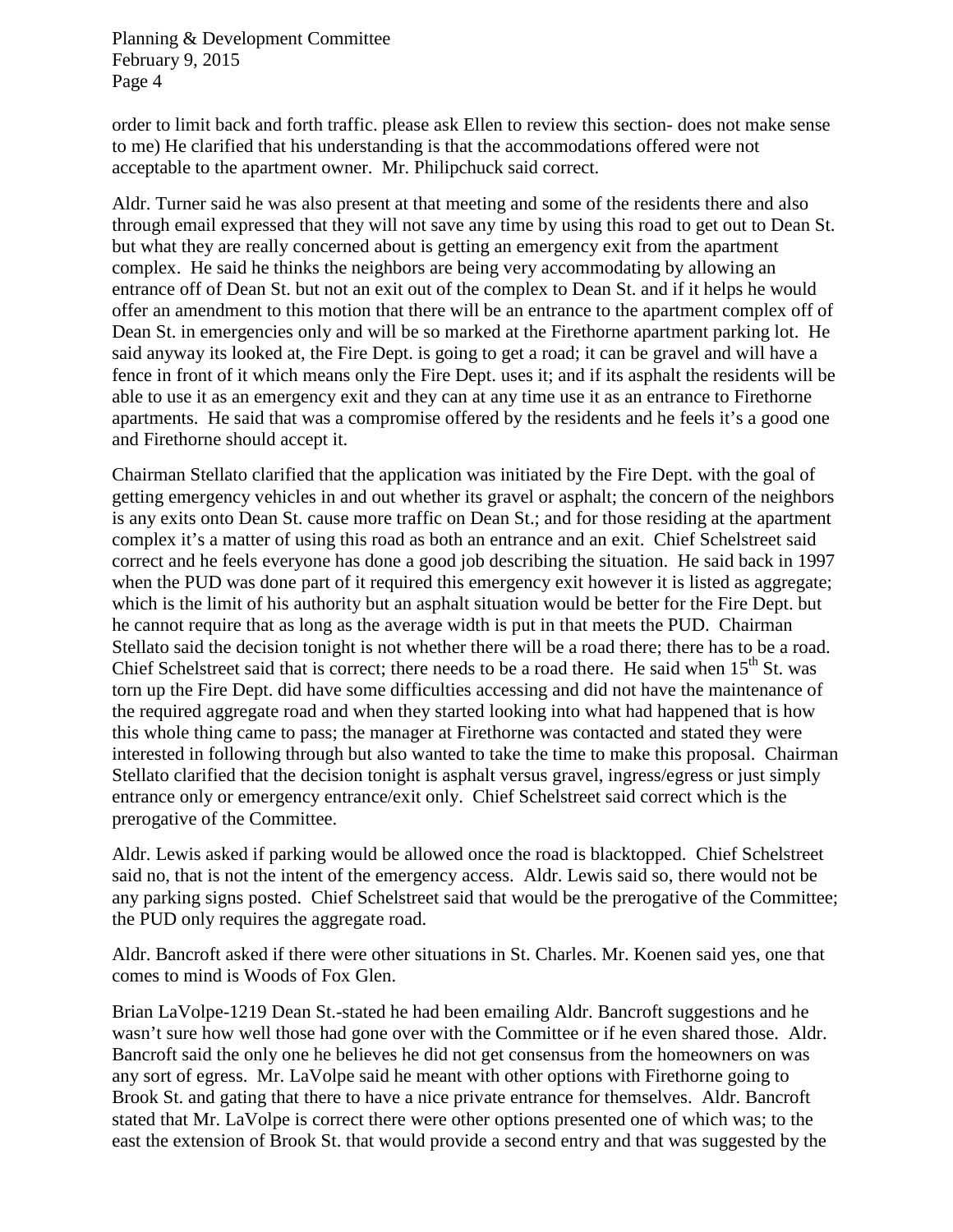order to limit back and forth traffic. please ask Ellen to review this section- does not make sense to me) He clarified that his understanding is that the accommodations offered were not acceptable to the apartment owner. Mr. Philipchuck said correct.

Aldr. Turner said he was also present at that meeting and some of the residents there and also through email expressed that they will not save any time by using this road to get out to Dean St. but what they are really concerned about is getting an emergency exit from the apartment complex. He said he thinks the neighbors are being very accommodating by allowing an entrance off of Dean St. but not an exit out of the complex to Dean St. and if it helps he would offer an amendment to this motion that there will be an entrance to the apartment complex off of Dean St. in emergencies only and will be so marked at the Firethorne apartment parking lot. He said anyway its looked at, the Fire Dept. is going to get a road; it can be gravel and will have a fence in front of it which means only the Fire Dept. uses it; and if its asphalt the residents will be able to use it as an emergency exit and they can at any time use it as an entrance to Firethorne apartments. He said that was a compromise offered by the residents and he feels it's a good one and Firethorne should accept it.

Chairman Stellato clarified that the application was initiated by the Fire Dept. with the goal of getting emergency vehicles in and out whether its gravel or asphalt; the concern of the neighbors is any exits onto Dean St. cause more traffic on Dean St.; and for those residing at the apartment complex it's a matter of using this road as both an entrance and an exit. Chief Schelstreet said correct and he feels everyone has done a good job describing the situation. He said back in 1997 when the PUD was done part of it required this emergency exit however it is listed as aggregate; which is the limit of his authority but an asphalt situation would be better for the Fire Dept. but he cannot require that as long as the average width is put in that meets the PUD. Chairman Stellato said the decision tonight is not whether there will be a road there; there has to be a road. Chief Schelstreet said that is correct; there needs to be a road there. He said when 15th St. was torn up the Fire Dept. did have some difficulties accessing and did not have the maintenance of the required aggregate road and when they started looking into what had happened that is how this whole thing came to pass; the manager at Firethorne was contacted and stated they were interested in following through but also wanted to take the time to make this proposal. Chairman Stellato clarified that the decision tonight is asphalt versus gravel, ingress/egress or just simply entrance only or emergency entrance/exit only. Chief Schelstreet said correct which is the prerogative of the Committee.

Aldr. Lewis asked if parking would be allowed once the road is blacktopped. Chief Schelstreet said no, that is not the intent of the emergency access. Aldr. Lewis said so, there would not be any parking signs posted. Chief Schelstreet said that would be the prerogative of the Committee; the PUD only requires the aggregate road.

Aldr. Bancroft asked if there were other situations in St. Charles. Mr. Koenen said yes, one that comes to mind is Woods of Fox Glen.

Brian LaVolpe-1219 Dean St.-stated he had been emailing Aldr. Bancroft suggestions and he wasn't sure how well those had gone over with the Committee or if he even shared those. Aldr. Bancroft said the only one he believes he did not get consensus from the homeowners on was any sort of egress. Mr. LaVolpe said he meant with other options with Firethorne going to Brook St. and gating that there to have a nice private entrance for themselves. Aldr. Bancroft stated that Mr. LaVolpe is correct there were other options presented one of which was; to the east the extension of Brook St. that would provide a second entry and that was suggested by the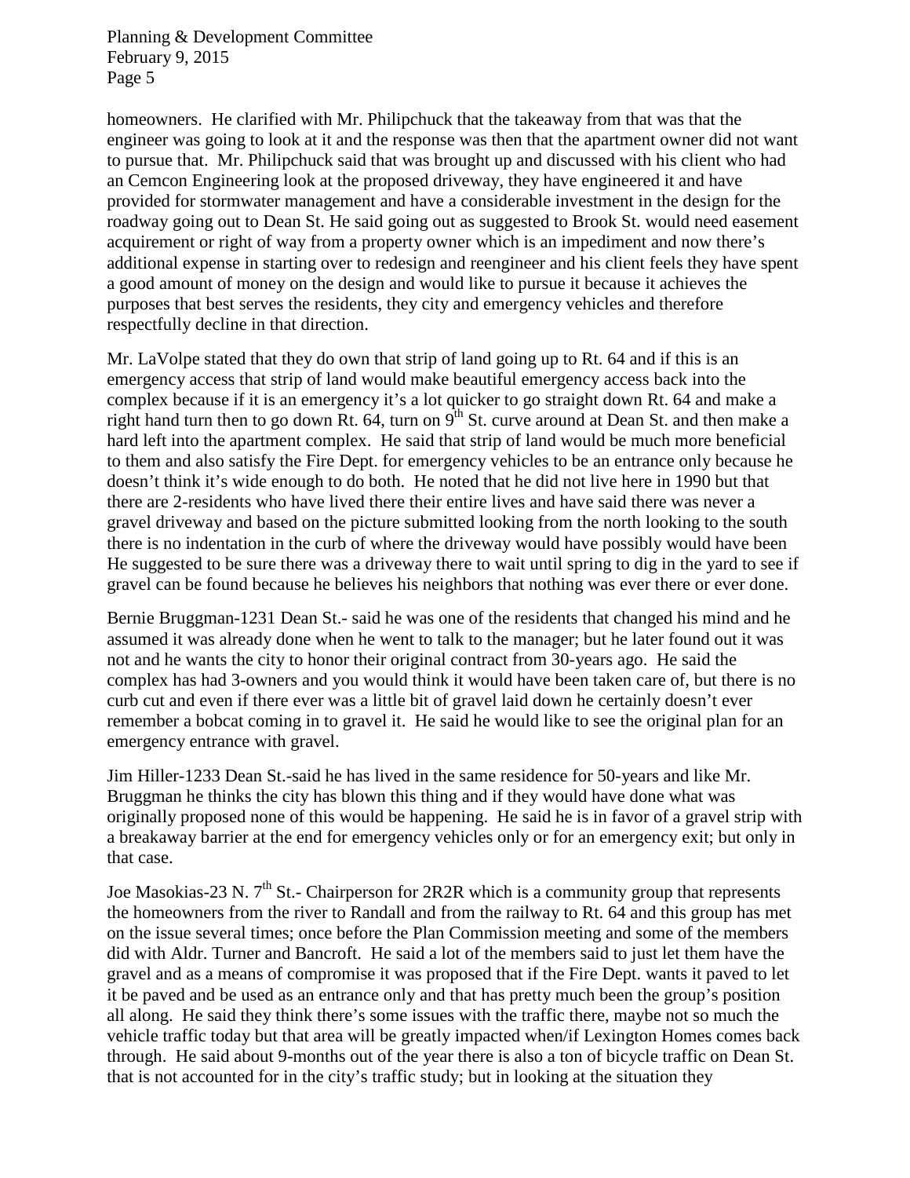homeowners. He clarified with Mr. Philipchuck that the takeaway from that was that the engineer was going to look at it and the response was then that the apartment owner did not want to pursue that. Mr. Philipchuck said that was brought up and discussed with his client who had an Cemcon Engineering look at the proposed driveway, they have engineered it and have provided for stormwater management and have a considerable investment in the design for the roadway going out to Dean St. He said going out as suggested to Brook St. would need easement acquirement or right of way from a property owner which is an impediment and now there's additional expense in starting over to redesign and reengineer and his client feels they have spent a good amount of money on the design and would like to pursue it because it achieves the purposes that best serves the residents, they city and emergency vehicles and therefore respectfully decline in that direction.

Mr. LaVolpe stated that they do own that strip of land going up to Rt. 64 and if this is an emergency access that strip of land would make beautiful emergency access back into the complex because if it is an emergency it's a lot quicker to go straight down Rt. 64 and make a right hand turn then to go down Rt. 64, turn on 9th St. curve around at Dean St. and then make a hard left into the apartment complex. He said that strip of land would be much more beneficial to them and also satisfy the Fire Dept. for emergency vehicles to be an entrance only because he doesn't think it's wide enough to do both. He noted that he did not live here in 1990 but that there are 2-residents who have lived there their entire lives and have said there was never a gravel driveway and based on the picture submitted looking from the north looking to the south there is no indentation in the curb of where the driveway would have possibly would have been He suggested to be sure there was a driveway there to wait until spring to dig in the yard to see if gravel can be found because he believes his neighbors that nothing was ever there or ever done.

Bernie Bruggman-1231 Dean St.- said he was one of the residents that changed his mind and he assumed it was already done when he went to talk to the manager; but he later found out it was not and he wants the city to honor their original contract from 30-years ago. He said the complex has had 3-owners and you would think it would have been taken care of, but there is no curb cut and even if there ever was a little bit of gravel laid down he certainly doesn't ever remember a bobcat coming in to gravel it. He said he would like to see the original plan for an emergency entrance with gravel.

Jim Hiller-1233 Dean St.-said he has lived in the same residence for 50-years and like Mr. Bruggman he thinks the city has blown this thing and if they would have done what was originally proposed none of this would be happening. He said he is in favor of a gravel strip with a breakaway barrier at the end for emergency vehicles only or for an emergency exit; but only in that case.

Joe Masokias-23 N. 7th St.- Chairperson for 2R2R which is a community group that represents the homeowners from the river to Randall and from the railway to Rt. 64 and this group has met on the issue several times; once before the Plan Commission meeting and some of the members did with Aldr. Turner and Bancroft. He said a lot of the members said to just let them have the gravel and as a means of compromise it was proposed that if the Fire Dept. wants it paved to let it be paved and be used as an entrance only and that has pretty much been the group's position all along. He said they think there's some issues with the traffic there, maybe not so much the vehicle traffic today but that area will be greatly impacted when/if Lexington Homes comes back through. He said about 9-months out of the year there is also a ton of bicycle traffic on Dean St. that is not accounted for in the city's traffic study; but in looking at the situation they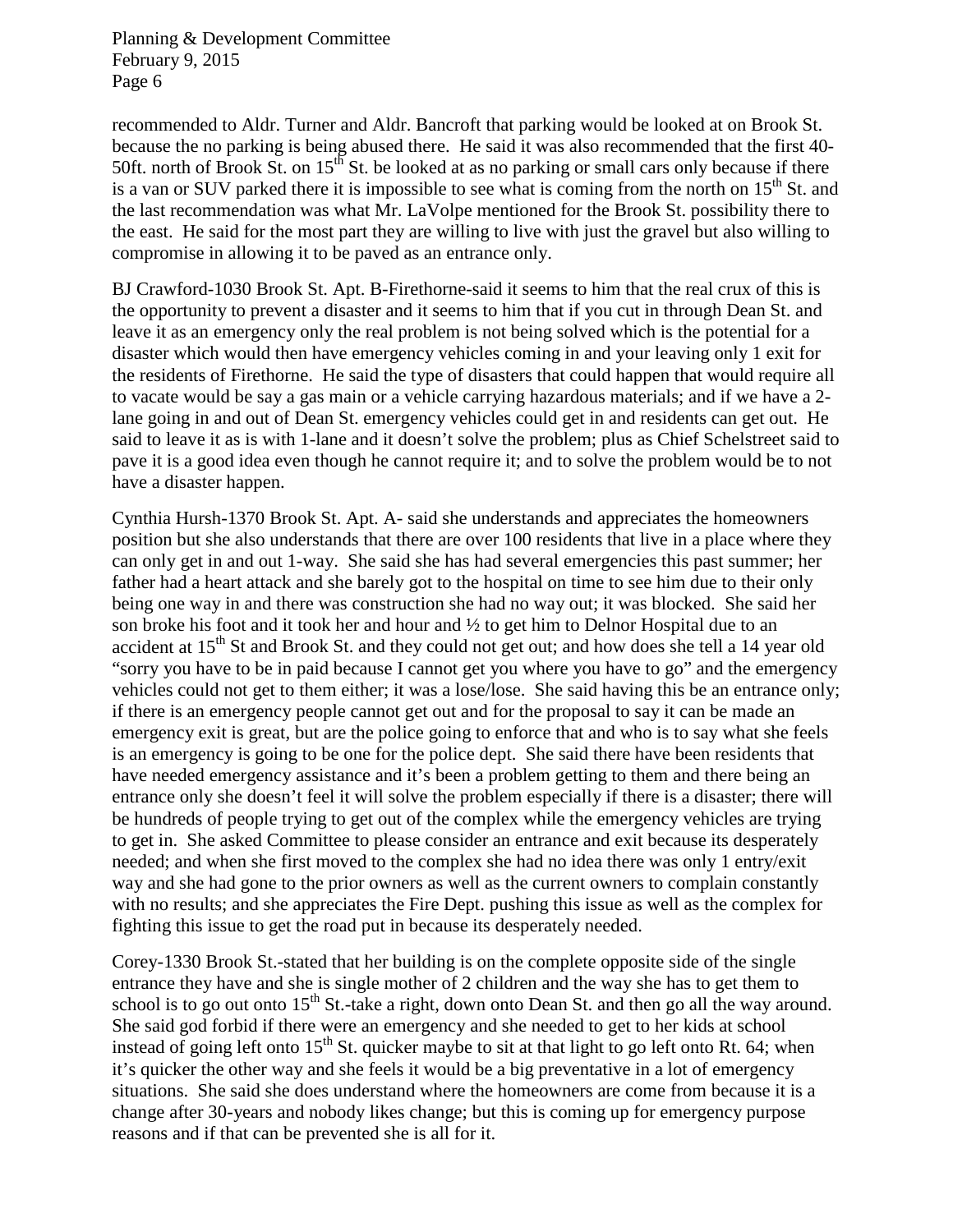recommended to Aldr. Turner and Aldr. Bancroft that parking would be looked at on Brook St. because the no parking is being abused there. He said it was also recommended that the first 40-50ft. north of Brook St. on 15th St. be looked at as no parking or small cars only because if there is a van or SUV parked there it is impossible to see what is coming from the north on 15th St. and the last recommendation was what Mr. LaVolpe mentioned for the Brook St. possibility there to the east. He said for the most part they are willing to live with just the gravel but also willing to compromise in allowing it to be paved as an entrance only.

BJ Crawford-1030 Brook St. Apt. B-Firethorne-said it seems to him that the real crux of this is the opportunity to prevent a disaster and it seems to him that if you cut in through Dean St. and leave it as an emergency only the real problem is not being solved which is the potential for a disaster which would then have emergency vehicles coming in and your leaving only 1 exit for the residents of Firethorne. He said the type of disasters that could happen that would require all to vacate would be say a gas main or a vehicle carrying hazardous materials; and if we have a 2-lane going in and out of Dean St. emergency vehicles could get in and residents can get out. He said to leave it as is with 1-lane and it doesn't solve the problem; plus as Chief Schelstreet said to pave it is a good idea even though he cannot require it; and to solve the problem would be to not have a disaster happen.

Cynthia Hursh-1370 Brook St. Apt. A- said she understands and appreciates the homeowners position but she also understands that there are over 100 residents that live in a place where they can only get in and out 1-way. She said she has had several emergencies this past summer; her father had a heart attack and she barely got to the hospital on time to see him due to their only being one way in and there was construction she had no way out; it was blocked. She said her son broke his foot and it took her and hour and ½ to get him to Delnor Hospital due to an accident at 15th St and Brook St. and they could not get out; and how does she tell a 14 year old "sorry you have to be in paid because I cannot get you where you have to go" and the emergency vehicles could not get to them either; it was a lose/lose. She said having this be an entrance only; if there is an emergency people cannot get out and for the proposal to say it can be made an emergency exit is great, but are the police going to enforce that and who is to say what she feels is an emergency is going to be one for the police dept. She said there have been residents that have needed emergency assistance and it's been a problem getting to them and there being an entrance only she doesn't feel it will solve the problem especially if there is a disaster; there will be hundreds of people trying to get out of the complex while the emergency vehicles are trying to get in. She asked Committee to please consider an entrance and exit because its desperately needed; and when she first moved to the complex she had no idea there was only 1 entry/exit way and she had gone to the prior owners as well as the current owners to complain constantly with no results; and she appreciates the Fire Dept. pushing this issue as well as the complex for fighting this issue to get the road put in because its desperately needed.

Corey-1330 Brook St.-stated that her building is on the complete opposite side of the single entrance they have and she is single mother of 2 children and the way she has to get them to school is to go out onto 15th St.-take a right, down onto Dean St. and then go all the way around. She said god forbid if there were an emergency and she needed to get to her kids at school instead of going left onto 15th St. quicker maybe to sit at that light to go left onto Rt. 64; when it's quicker the other way and she feels it would be a big preventative in a lot of emergency situations. She said she does understand where the homeowners are come from because it is a change after 30-years and nobody likes change; but this is coming up for emergency purpose reasons and if that can be prevented she is all for it.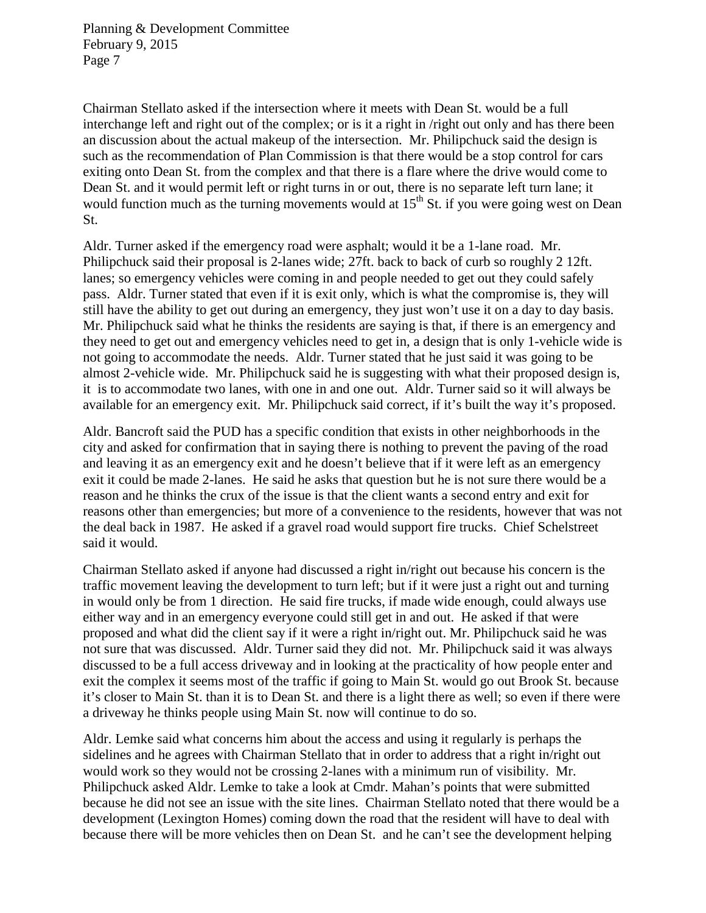Chairman Stellato asked if the intersection where it meets with Dean St. would be a full interchange left and right out of the complex; or is it a right in /right out only and has there been an discussion about the actual makeup of the intersection. Mr. Philipchuck said the design is such as the recommendation of Plan Commission is that there would be a stop control for cars exiting onto Dean St. from the complex and that there is a flare where the drive would come to Dean St. and it would permit left or right turns in or out, there is no separate left turn lane; it would function much as the turning movements would at 15th St. if you were going west on Dean St.

Aldr. Turner asked if the emergency road were asphalt; would it be a 1-lane road. Mr. Philipchuck said their proposal is 2-lanes wide; 27ft. back to back of curb so roughly 2 12ft. lanes; so emergency vehicles were coming in and people needed to get out they could safely pass. Aldr. Turner stated that even if it is exit only, which is what the compromise is, they will still have the ability to get out during an emergency, they just won't use it on a day to day basis. Mr. Philipchuck said what he thinks the residents are saying is that, if there is an emergency and they need to get out and emergency vehicles need to get in, a design that is only 1-vehicle wide is not going to accommodate the needs. Aldr. Turner stated that he just said it was going to be almost 2-vehicle wide. Mr. Philipchuck said he is suggesting with what their proposed design is, it is to accommodate two lanes, with one in and one out. Aldr. Turner said so it will always be available for an emergency exit. Mr. Philipchuck said correct, if it's built the way it's proposed.

Aldr. Bancroft said the PUD has a specific condition that exists in other neighborhoods in the city and asked for confirmation that in saying there is nothing to prevent the paving of the road and leaving it as an emergency exit and he doesn't believe that if it were left as an emergency exit it could be made 2-lanes. He said he asks that question but he is not sure there would be a reason and he thinks the crux of the issue is that the client wants a second entry and exit for reasons other than emergencies; but more of a convenience to the residents, however that was not the deal back in 1987. He asked if a gravel road would support fire trucks. Chief Schelstreet said it would.

Chairman Stellato asked if anyone had discussed a right in/right out because his concern is the traffic movement leaving the development to turn left; but if it were just a right out and turning in would only be from 1 direction. He said fire trucks, if made wide enough, could always use either way and in an emergency everyone could still get in and out. He asked if that were proposed and what did the client say if it were a right in/right out. Mr. Philipchuck said he was not sure that was discussed. Aldr. Turner said they did not. Mr. Philipchuck said it was always discussed to be a full access driveway and in looking at the practicality of how people enter and exit the complex it seems most of the traffic if going to Main St. would go out Brook St. because it's closer to Main St. than it is to Dean St. and there is a light there as well; so even if there were a driveway he thinks people using Main St. now will continue to do so.

Aldr. Lemke said what concerns him about the access and using it regularly is perhaps the sidelines and he agrees with Chairman Stellato that in order to address that a right in/right out would work so they would not be crossing 2-lanes with a minimum run of visibility. Mr. Philipchuck asked Aldr. Lemke to take a look at Cmdr. Mahan's points that were submitted because he did not see an issue with the site lines. Chairman Stellato noted that there would be a development (Lexington Homes) coming down the road that the resident will have to deal with because there will be more vehicles then on Dean St. and he can't see the development helping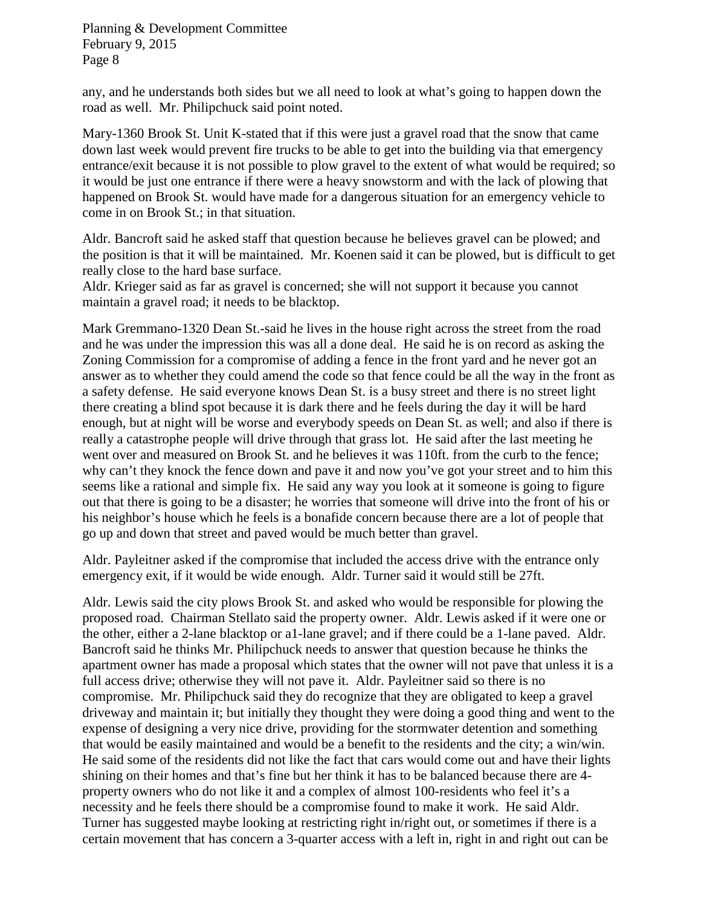any, and he understands both sides but we all need to look at what's going to happen down the road as well. Mr. Philipchuck said point noted.

Mary-1360 Brook St. Unit K-stated that if this were just a gravel road that the snow that came down last week would prevent fire trucks to be able to get into the building via that emergency entrance/exit because it is not possible to plow gravel to the extent of what would be required; so it would be just one entrance if there were a heavy snowstorm and with the lack of plowing that happened on Brook St. would have made for a dangerous situation for an emergency vehicle to come in on Brook St.; in that situation.

Aldr. Bancroft said he asked staff that question because he believes gravel can be plowed; and the position is that it will be maintained. Mr. Koenen said it can be plowed, but is difficult to get really close to the hard base surface.
Aldr. Krieger said as far as gravel is concerned; she will not support it because you cannot maintain a gravel road; it needs to be blacktop.

Mark Gremmano-1320 Dean St.-said he lives in the house right across the street from the road and he was under the impression this was all a done deal. He said he is on record as asking the Zoning Commission for a compromise of adding a fence in the front yard and he never got an answer as to whether they could amend the code so that fence could be all the way in the front as a safety defense. He said everyone knows Dean St. is a busy street and there is no street light there creating a blind spot because it is dark there and he feels during the day it will be hard enough, but at night will be worse and everybody speeds on Dean St. as well; and also if there is really a catastrophe people will drive through that grass lot. He said after the last meeting he went over and measured on Brook St. and he believes it was 110ft. from the curb to the fence; why can't they knock the fence down and pave it and now you've got your street and to him this seems like a rational and simple fix. He said any way you look at it someone is going to figure out that there is going to be a disaster; he worries that someone will drive into the front of his or his neighbor's house which he feels is a bonafide concern because there are a lot of people that go up and down that street and paved would be much better than gravel.

Aldr. Payleitner asked if the compromise that included the access drive with the entrance only emergency exit, if it would be wide enough. Aldr. Turner said it would still be 27ft.

Aldr. Lewis said the city plows Brook St. and asked who would be responsible for plowing the proposed road. Chairman Stellato said the property owner. Aldr. Lewis asked if it were one or the other, either a 2-lane blacktop or a1-lane gravel; and if there could be a 1-lane paved. Aldr. Bancroft said he thinks Mr. Philipchuck needs to answer that question because he thinks the apartment owner has made a proposal which states that the owner will not pave that unless it is a full access drive; otherwise they will not pave it. Aldr. Payleitner said so there is no compromise. Mr. Philipchuck said they do recognize that they are obligated to keep a gravel driveway and maintain it; but initially they thought they were doing a good thing and went to the expense of designing a very nice drive, providing for the stormwater detention and something that would be easily maintained and would be a benefit to the residents and the city; a win/win. He said some of the residents did not like the fact that cars would come out and have their lights shining on their homes and that's fine but her think it has to be balanced because there are 4-property owners who do not like it and a complex of almost 100-residents who feel it's a necessity and he feels there should be a compromise found to make it work. He said Aldr. Turner has suggested maybe looking at restricting right in/right out, or sometimes if there is a certain movement that has concern a 3-quarter access with a left in, right in and right out can be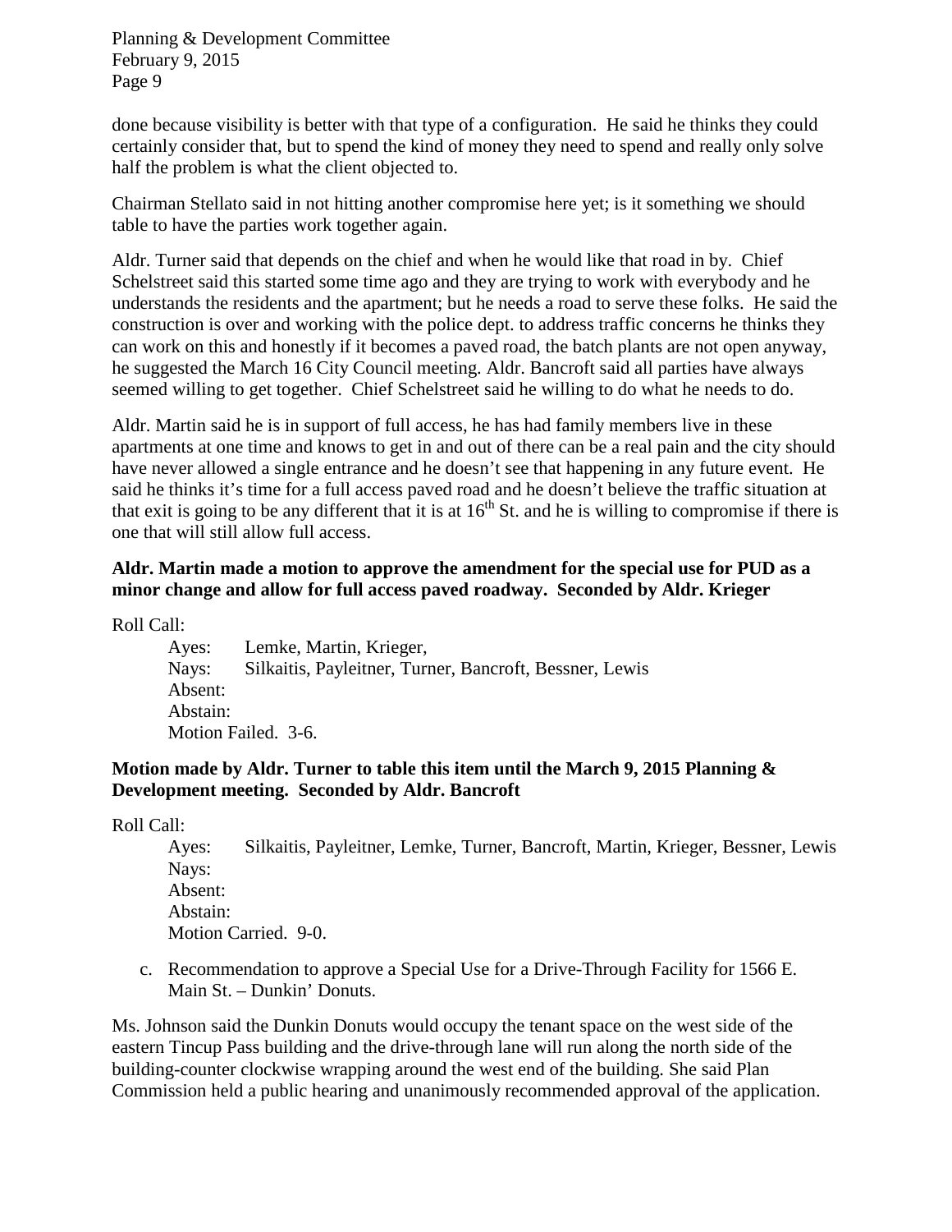done because visibility is better with that type of a configuration. He said he thinks they could certainly consider that, but to spend the kind of money they need to spend and really only solve half the problem is what the client objected to.

Chairman Stellato said in not hitting another compromise here yet; is it something we should table to have the parties work together again.

Aldr. Turner said that depends on the chief and when he would like that road in by. Chief Schelstreet said this started some time ago and they are trying to work with everybody and he understands the residents and the apartment; but he needs a road to serve these folks. He said the construction is over and working with the police dept. to address traffic concerns he thinks they can work on this and honestly if it becomes a paved road, the batch plants are not open anyway, he suggested the March 16 City Council meeting. Aldr. Bancroft said all parties have always seemed willing to get together. Chief Schelstreet said he willing to do what he needs to do.

Aldr. Martin said he is in support of full access, he has had family members live in these apartments at one time and knows to get in and out of there can be a real pain and the city should have never allowed a single entrance and he doesn't see that happening in any future event. He said he thinks it's time for a full access paved road and he doesn't believe the traffic situation at that exit is going to be any different that it is at 16th St. and he is willing to compromise if there is one that will still allow full access.

**Aldr. Martin made a motion to approve the amendment for the special use for PUD as a minor change and allow for full access paved roadway. Seconded by Aldr. Krieger**

Roll Call:

Ayes: Lemke, Martin, Krieger,
Nays: Silkaitis, Payleitner, Turner, Bancroft, Bessner, Lewis
Absent:
Abstain:
Motion Failed. 3-6.

**Motion made by Aldr. Turner to table this item until the March 9, 2015 Planning & Development meeting. Seconded by Aldr. Bancroft**

Roll Call:

Ayes: Silkaitis, Payleitner, Lemke, Turner, Bancroft, Martin, Krieger, Bessner, Lewis
Nays:
Absent:
Abstain:
Motion Carried. 9-0.

c. Recommendation to approve a Special Use for a Drive-Through Facility for 1566 E. Main St. – Dunkin' Donuts.

Ms. Johnson said the Dunkin Donuts would occupy the tenant space on the west side of the eastern Tincup Pass building and the drive-through lane will run along the north side of the building-counter clockwise wrapping around the west end of the building. She said Plan Commission held a public hearing and unanimously recommended approval of the application.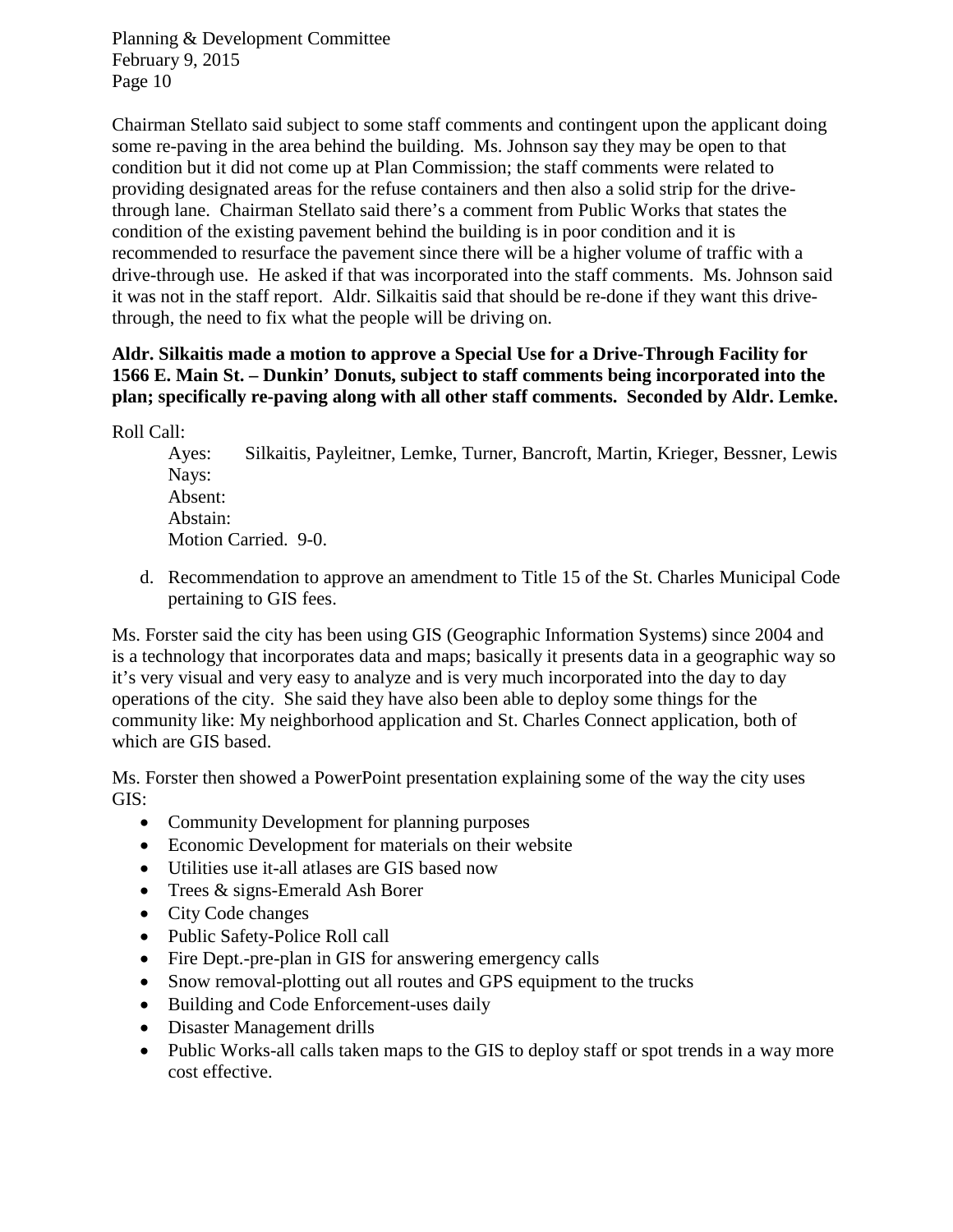Chairman Stellato said subject to some staff comments and contingent upon the applicant doing some re-paving in the area behind the building. Ms. Johnson say they may be open to that condition but it did not come up at Plan Commission; the staff comments were related to providing designated areas for the refuse containers and then also a solid strip for the drive-through lane. Chairman Stellato said there's a comment from Public Works that states the condition of the existing pavement behind the building is in poor condition and it is recommended to resurface the pavement since there will be a higher volume of traffic with a drive-through use. He asked if that was incorporated into the staff comments. Ms. Johnson said it was not in the staff report. Aldr. Silkaitis said that should be re-done if they want this drive-through, the need to fix what the people will be driving on.

**Aldr. Silkaitis made a motion to approve a Special Use for a Drive-Through Facility for 1566 E. Main St. – Dunkin' Donuts, subject to staff comments being incorporated into the plan; specifically re-paving along with all other staff comments. Seconded by Aldr. Lemke.**

Roll Call:

Ayes: Silkaitis, Payleitner, Lemke, Turner, Bancroft, Martin, Krieger, Bessner, Lewis
Nays:
Absent:
Abstain:
Motion Carried. 9-0.

d. Recommendation to approve an amendment to Title 15 of the St. Charles Municipal Code pertaining to GIS fees.

Ms. Forster said the city has been using GIS (Geographic Information Systems) since 2004 and is a technology that incorporates data and maps; basically it presents data in a geographic way so it's very visual and very easy to analyze and is very much incorporated into the day to day operations of the city. She said they have also been able to deploy some things for the community like: My neighborhood application and St. Charles Connect application, both of which are GIS based.

Ms. Forster then showed a PowerPoint presentation explaining some of the way the city uses GIS:

- Community Development for planning purposes
- Economic Development for materials on their website
- Utilities use it-all atlases are GIS based now
- Trees & signs-Emerald Ash Borer
- City Code changes
- Public Safety-Police Roll call
- Fire Dept.-pre-plan in GIS for answering emergency calls
- Snow removal-plotting out all routes and GPS equipment to the trucks
- Building and Code Enforcement-uses daily
- Disaster Management drills
- Public Works-all calls taken maps to the GIS to deploy staff or spot trends in a way more cost effective.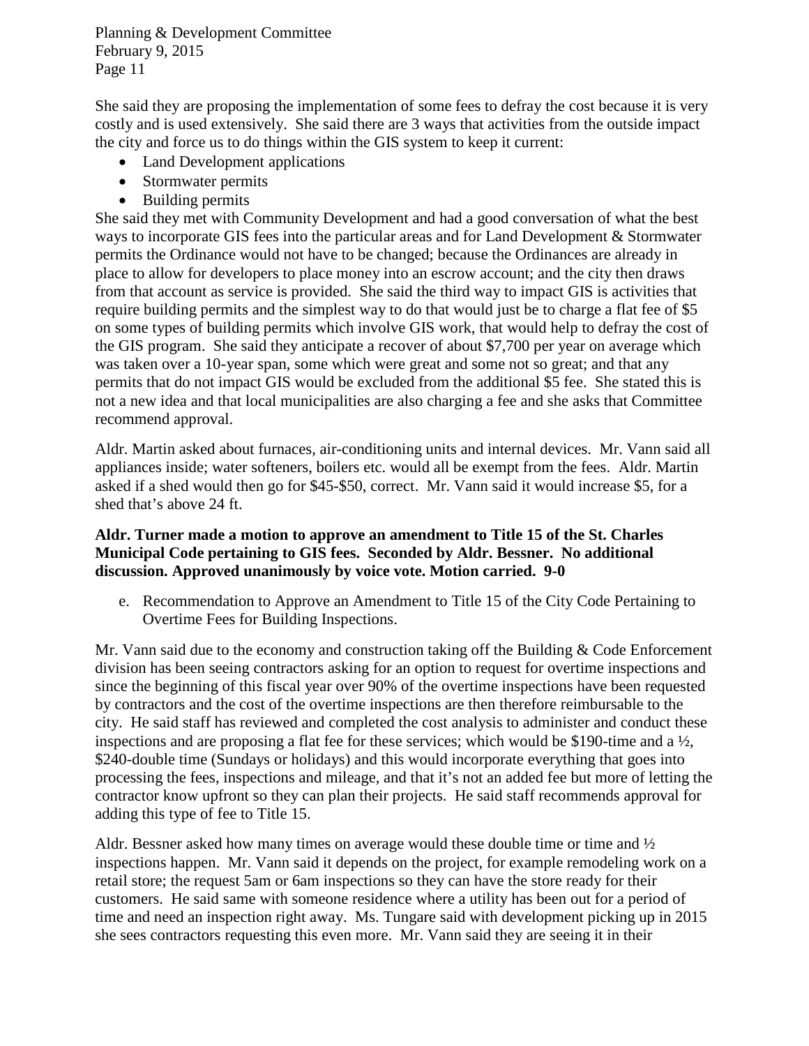She said they are proposing the implementation of some fees to defray the cost because it is very costly and is used extensively. She said there are 3 ways that activities from the outside impact the city and force us to do things within the GIS system to keep it current:

- Land Development applications
- Stormwater permits
- Building permits

She said they met with Community Development and had a good conversation of what the best ways to incorporate GIS fees into the particular areas and for Land Development & Stormwater permits the Ordinance would not have to be changed; because the Ordinances are already in place to allow for developers to place money into an escrow account; and the city then draws from that account as service is provided. She said the third way to impact GIS is activities that require building permits and the simplest way to do that would just be to charge a flat fee of $5 on some types of building permits which involve GIS work, that would help to defray the cost of the GIS program. She said they anticipate a recover of about $7,700 per year on average which was taken over a 10-year span, some which were great and some not so great; and that any permits that do not impact GIS would be excluded from the additional $5 fee. She stated this is not a new idea and that local municipalities are also charging a fee and she asks that Committee recommend approval.

Aldr. Martin asked about furnaces, air-conditioning units and internal devices. Mr. Vann said all appliances inside; water softeners, boilers etc. would all be exempt from the fees. Aldr. Martin asked if a shed would then go for $45-$50, correct. Mr. Vann said it would increase $5, for a shed that's above 24 ft.

**Aldr. Turner made a motion to approve an amendment to Title 15 of the St. Charles Municipal Code pertaining to GIS fees. Seconded by Aldr. Bessner. No additional discussion. Approved unanimously by voice vote. Motion carried. 9-0**

e. Recommendation to Approve an Amendment to Title 15 of the City Code Pertaining to Overtime Fees for Building Inspections.

Mr. Vann said due to the economy and construction taking off the Building & Code Enforcement division has been seeing contractors asking for an option to request for overtime inspections and since the beginning of this fiscal year over 90% of the overtime inspections have been requested by contractors and the cost of the overtime inspections are then therefore reimbursable to the city. He said staff has reviewed and completed the cost analysis to administer and conduct these inspections and are proposing a flat fee for these services; which would be $190-time and a ½, $240-double time (Sundays or holidays) and this would incorporate everything that goes into processing the fees, inspections and mileage, and that it's not an added fee but more of letting the contractor know upfront so they can plan their projects. He said staff recommends approval for adding this type of fee to Title 15.

Aldr. Bessner asked how many times on average would these double time or time and ½ inspections happen. Mr. Vann said it depends on the project, for example remodeling work on a retail store; the request 5am or 6am inspections so they can have the store ready for their customers. He said same with someone residence where a utility has been out for a period of time and need an inspection right away. Ms. Tungare said with development picking up in 2015 she sees contractors requesting this even more. Mr. Vann said they are seeing it in their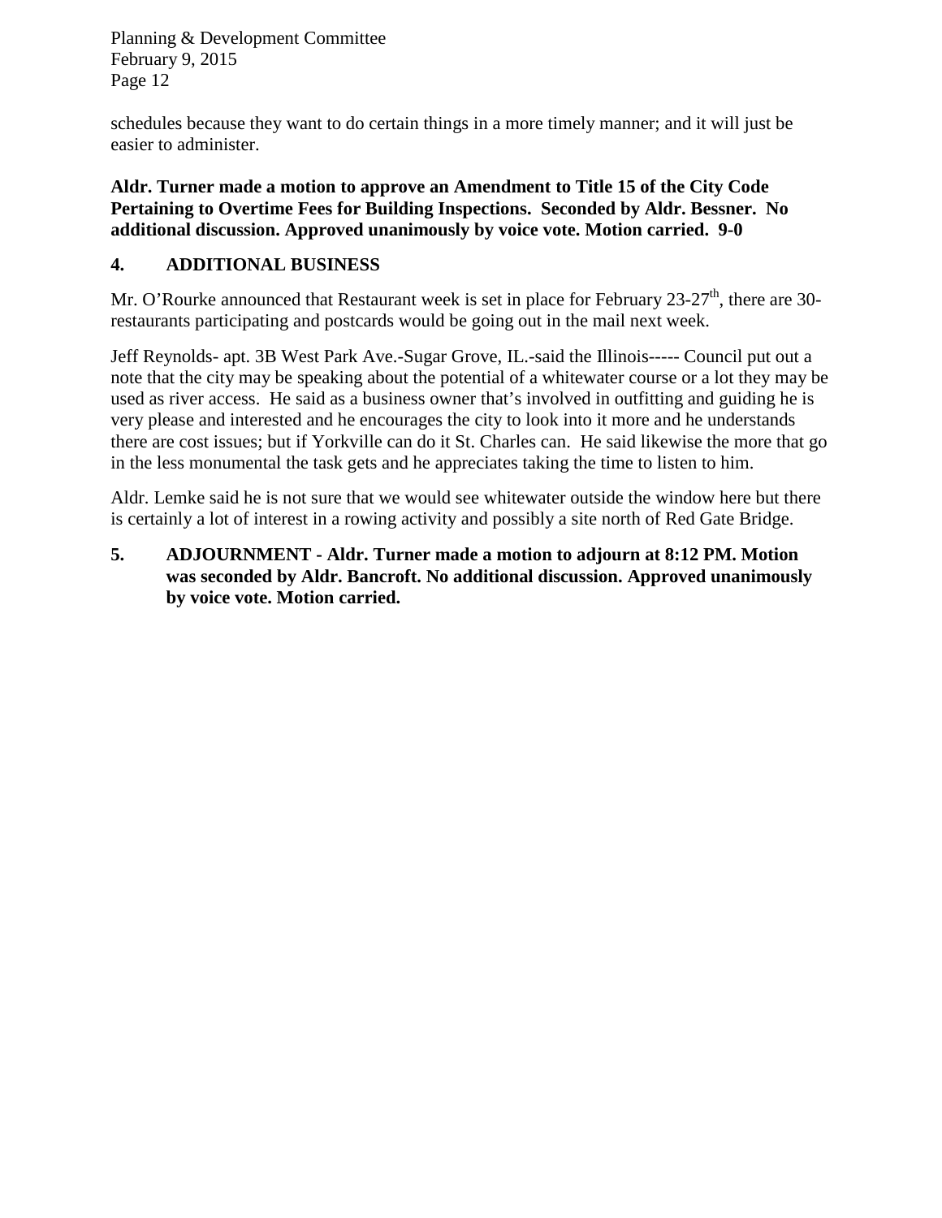schedules because they want to do certain things in a more timely manner; and it will just be easier to administer.

**Aldr. Turner made a motion to approve an Amendment to Title 15 of the City Code Pertaining to Overtime Fees for Building Inspections. Seconded by Aldr. Bessner. No additional discussion. Approved unanimously by voice vote. Motion carried. 9-0**

## 4. ADDITIONAL BUSINESS

Mr. O'Rourke announced that Restaurant week is set in place for February 23-27th, there are 30-restaurants participating and postcards would be going out in the mail next week.

Jeff Reynolds- apt. 3B West Park Ave.-Sugar Grove, IL.-said the Illinois----- Council put out a note that the city may be speaking about the potential of a whitewater course or a lot they may be used as river access. He said as a business owner that's involved in outfitting and guiding he is very please and interested and he encourages the city to look into it more and he understands there are cost issues; but if Yorkville can do it St. Charles can. He said likewise the more that go in the less monumental the task gets and he appreciates taking the time to listen to him.

Aldr. Lemke said he is not sure that we would see whitewater outside the window here but there is certainly a lot of interest in a rowing activity and possibly a site north of Red Gate Bridge.

**5. ADJOURNMENT - Aldr. Turner made a motion to adjourn at 8:12 PM. Motion was seconded by Aldr. Bancroft. No additional discussion. Approved unanimously by voice vote. Motion carried.**